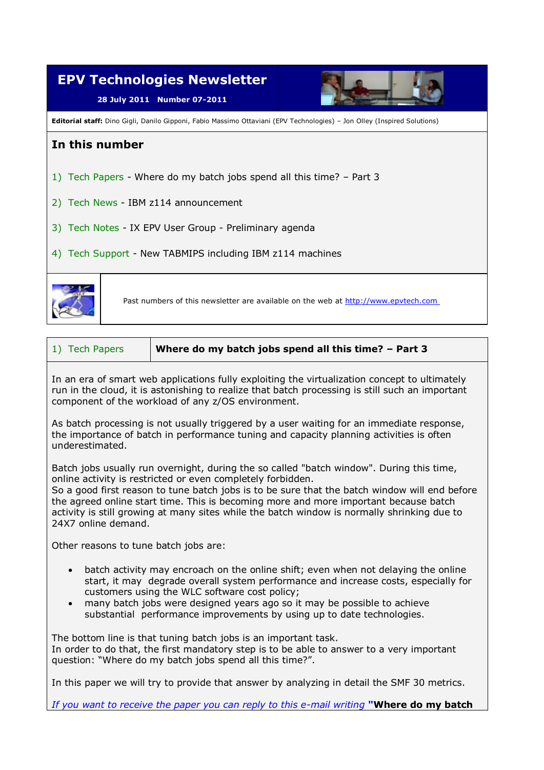# EPV Technologies Newsletter

**28 July 2011 Number 07-2011**

**Editorial staff:** Dino Gigli, Danilo Gipponi, Fabio Massimo Ottaviani (EPV Technologies) – Jon Olley (Inspired Solutions)

## In this number

1) Tech Papers - Where do my batch jobs spend all this time? – Part 3

2) Tech News - IBM z114 announcement

3) Tech Notes - IX EPV User Group - Preliminary agenda

4) Tech Support - New TABMIPS including IBM z114 machines

Past numbers of this newsletter are available on the web at http://www.epvtech.com

## 1) Tech Papers — Where do my batch jobs spend all this time? – Part 3

In an era of smart web applications fully exploiting the virtualization concept to ultimately run in the cloud, it is astonishing to realize that batch processing is still such an important component of the workload of any z/OS environment.

As batch processing is not usually triggered by a user waiting for an immediate response, the importance of batch in performance tuning and capacity planning activities is often underestimated.

Batch jobs usually run overnight, during the so called "batch window". During this time, online activity is restricted or even completely forbidden.
So a good first reason to tune batch jobs is to be sure that the batch window will end before the agreed online start time. This is becoming more and more important because batch activity is still growing at many sites while the batch window is normally shrinking due to 24X7 online demand.

Other reasons to tune batch jobs are:

- batch activity may encroach on the online shift; even when not delaying the online start, it may degrade overall system performance and increase costs, especially for customers using the WLC software cost policy;
- many batch jobs were designed years ago so it may be possible to achieve substantial performance improvements by using up to date technologies.

The bottom line is that tuning batch jobs is an important task.
In order to do that, the first mandatory step is to be able to answer to a very important question: "Where do my batch jobs spend all this time?".

In this paper we will try to provide that answer by analyzing in detail the SMF 30 metrics.

*If you want to receive the paper you can reply to this e-mail writing* **"Where do my batch**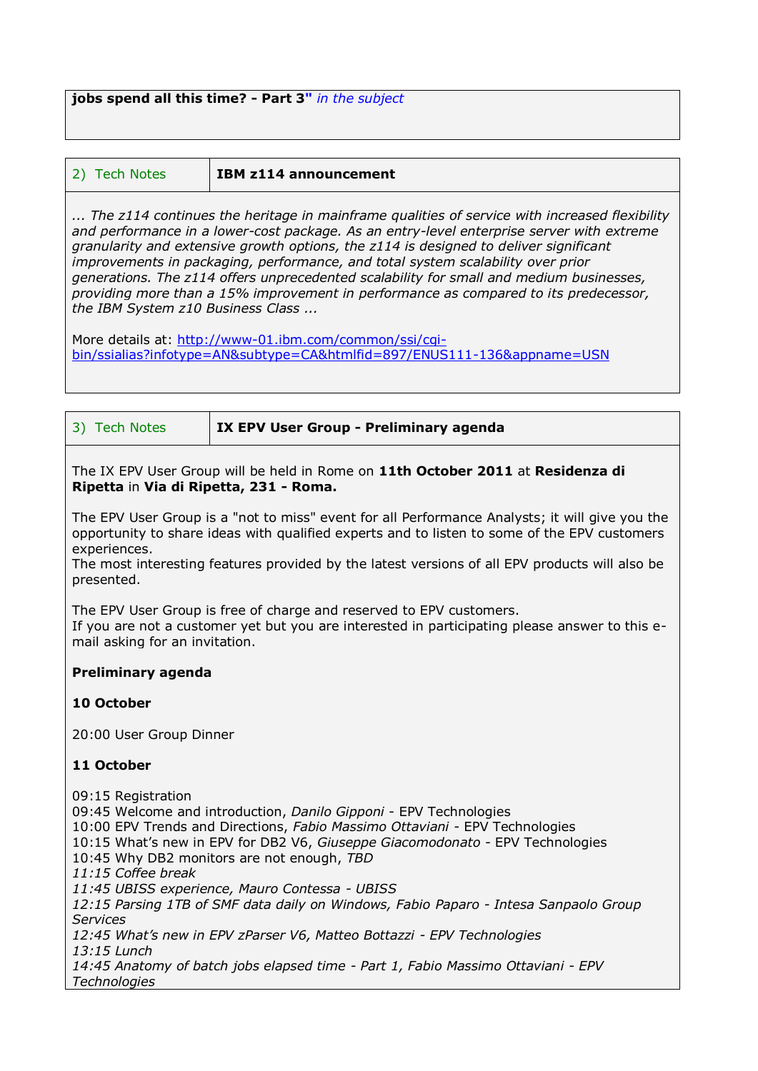**jobs spend all this time? - Part 3"** *in the subject*

| 2) Tech Notes | **IBM z114 announcement** |
|---|---|

*... The z114 continues the heritage in mainframe qualities of service with increased flexibility and performance in a lower-cost package. As an entry-level enterprise server with extreme granularity and extensive growth options, the z114 is designed to deliver significant improvements in packaging, performance, and total system scalability over prior generations. The z114 offers unprecedented scalability for small and medium businesses, providing more than a 15% improvement in performance as compared to its predecessor, the IBM System z10 Business Class ...*

More details at: http://www-01.ibm.com/common/ssi/cgi-bin/ssialias?infotype=AN&subtype=CA&htmlfid=897/ENUS111-136&appname=USN

| 3) Tech Notes | **IX EPV User Group - Preliminary agenda** |
|---|---|

The IX EPV User Group will be held in Rome on **11th October 2011** at **Residenza di Ripetta** in **Via di Ripetta, 231 - Roma.**

The EPV User Group is a "not to miss" event for all Performance Analysts; it will give you the opportunity to share ideas with qualified experts and to listen to some of the EPV customers experiences.
The most interesting features provided by the latest versions of all EPV products will also be presented.

The EPV User Group is free of charge and reserved to EPV customers.
If you are not a customer yet but you are interested in participating please answer to this e-mail asking for an invitation.

**Preliminary agenda**

**10 October**

20:00 User Group Dinner

**11 October**

09:15 Registration
09:45 Welcome and introduction, *Danilo Gipponi* - EPV Technologies
10:00 EPV Trends and Directions, *Fabio Massimo Ottaviani* - EPV Technologies
10:15 What's new in EPV for DB2 V6, *Giuseppe Giacomodonato* - EPV Technologies
10:45 Why DB2 monitors are not enough, *TBD*
*11:15 Coffee break*
*11:45 UBISS experience, Mauro Contessa - UBISS*
*12:15 Parsing 1TB of SMF data daily on Windows, Fabio Paparo - Intesa Sanpaolo Group Services*
*12:45 What's new in EPV zParser V6, Matteo Bottazzi - EPV Technologies*
*13:15 Lunch*
*14:45 Anatomy of batch jobs elapsed time - Part 1, Fabio Massimo Ottaviani - EPV Technologies*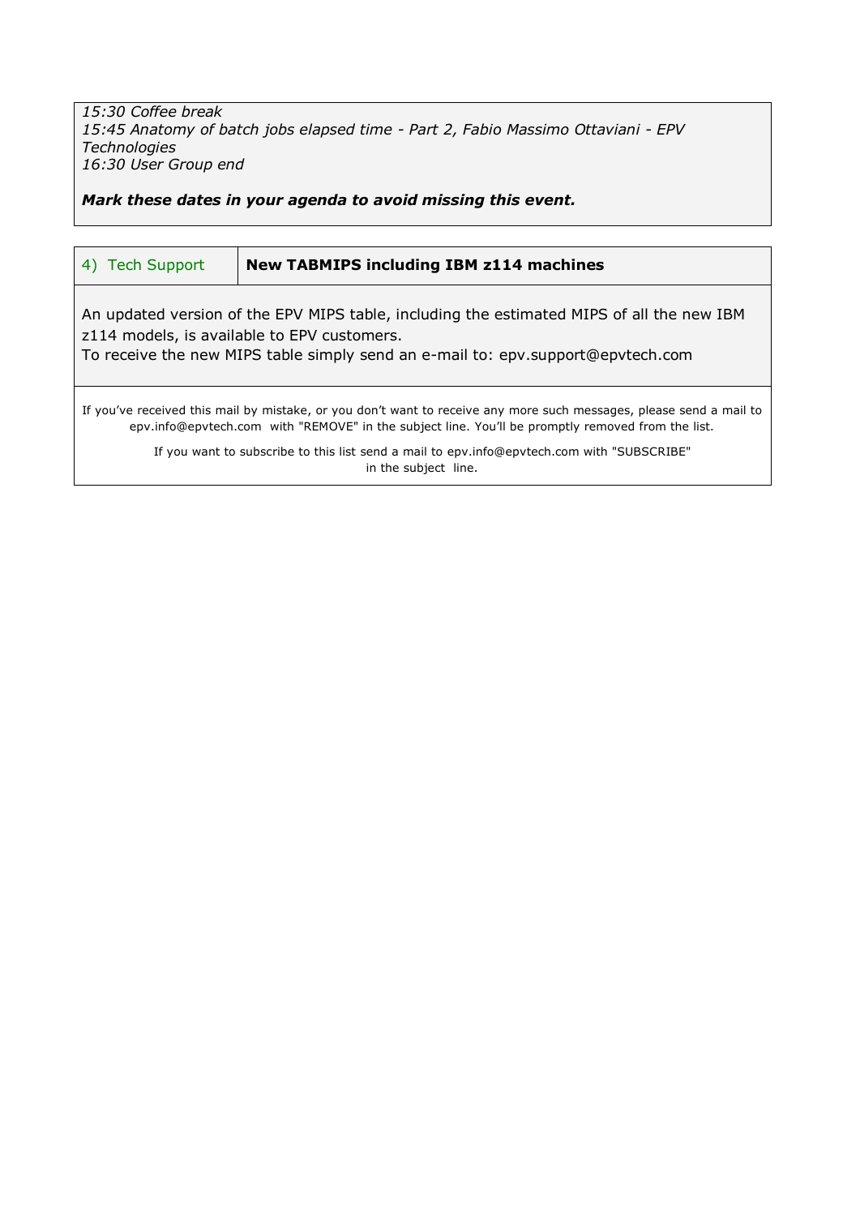*15:30 Coffee break*
*15:45 Anatomy of batch jobs elapsed time - Part 2, Fabio Massimo Ottaviani - EPV Technologies*
*16:30 User Group end*

***Mark these dates in your agenda to avoid missing this event.***

| 4) Tech Support | **New TABMIPS including IBM z114 machines** |
|---|---|

An updated version of the EPV MIPS table, including the estimated MIPS of all the new IBM z114 models, is available to EPV customers.
To receive the new MIPS table simply send an e-mail to: epv.support@epvtech.com

If you've received this mail by mistake, or you don't want to receive any more such messages, please send a mail to epv.info@epvtech.com with "REMOVE" in the subject line. You'll be promptly removed from the list.

If you want to subscribe to this list send a mail to epv.info@epvtech.com with "SUBSCRIBE" in the subject line.